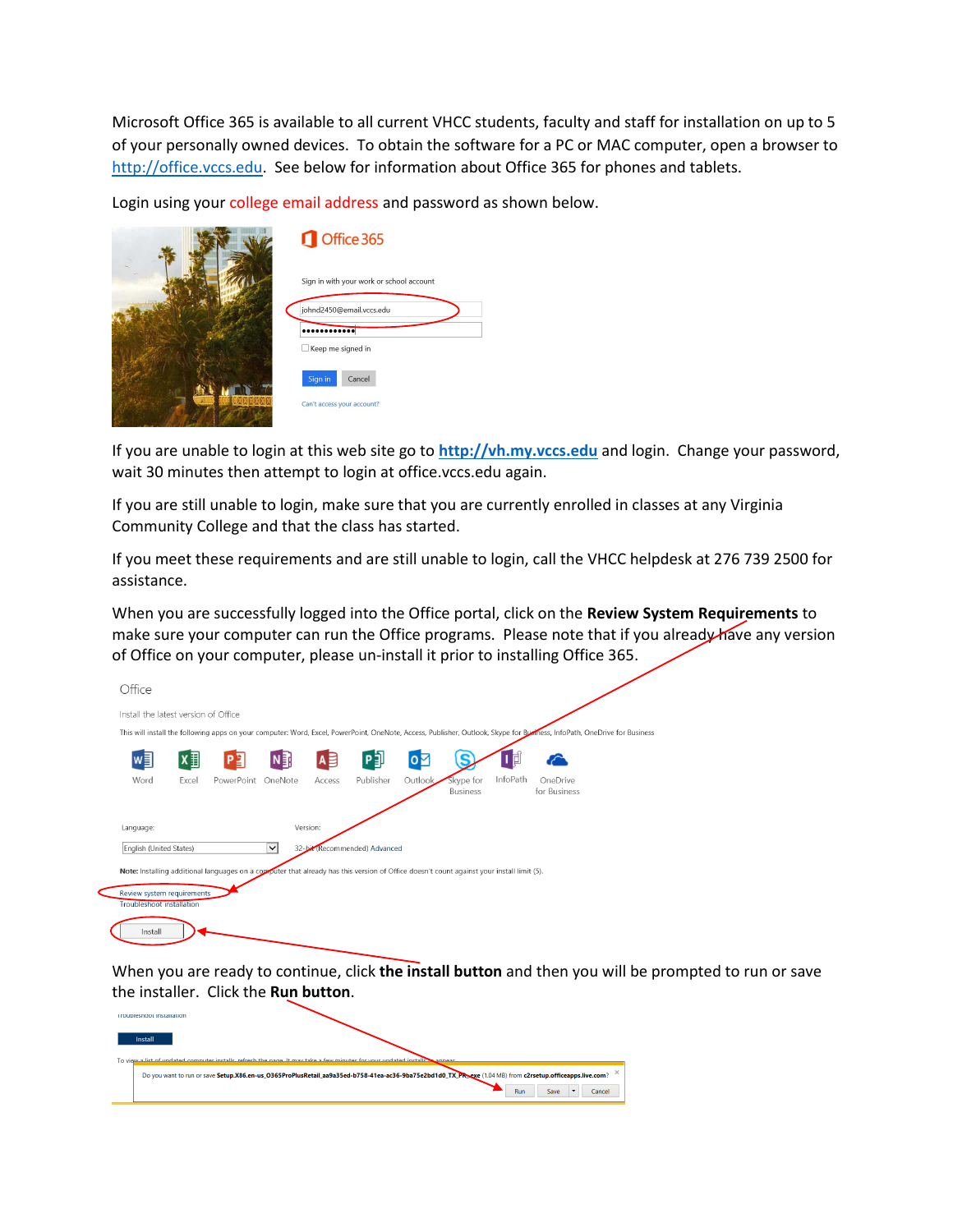Microsoft Office 365 is available to all current VHCC students, faculty and staff for installation on up to 5 of your personally owned devices. To obtain the software for a PC or MAC computer, open a browser to http://office.vccs.edu. See below for information about Office 365 for phones and tablets.

Login using your college email address and password as shown below.

If you are unable to login at this web site go to **http://vh.my.vccs.edu** and login. Change your password, wait 30 minutes then attempt to login at office.vccs.edu again.

If you are still unable to login, make sure that you are currently enrolled in classes at any Virginia Community College and that the class has started.

If you meet these requirements and are still unable to login, call the VHCC helpdesk at 276 739 2500 for assistance.

When you are successfully logged into the Office portal, click on the **Review System Requirements** to make sure your computer can run the Office programs. Please note that if you already have any version of Office on your computer, please un-install it prior to installing Office 365.

When you are ready to continue, click **the install button** and then you will be prompted to run or save the installer. Click the **Run button**.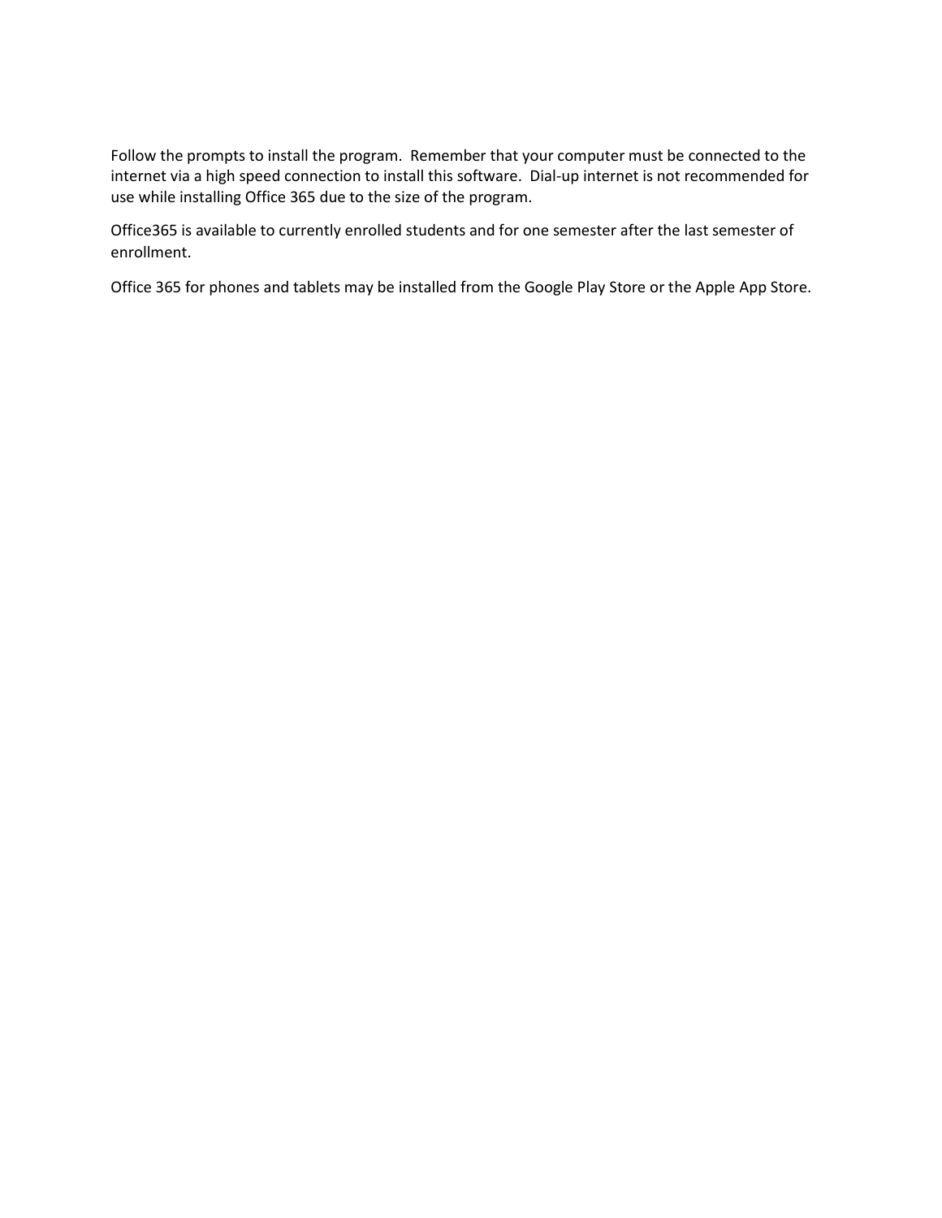Follow the prompts to install the program.  Remember that your computer must be connected to the internet via a high speed connection to install this software.  Dial-up internet is not recommended for use while installing Office 365 due to the size of the program.

Office365 is available to currently enrolled students and for one semester after the last semester of enrollment.

Office 365 for phones and tablets may be installed from the Google Play Store or the Apple App Store.